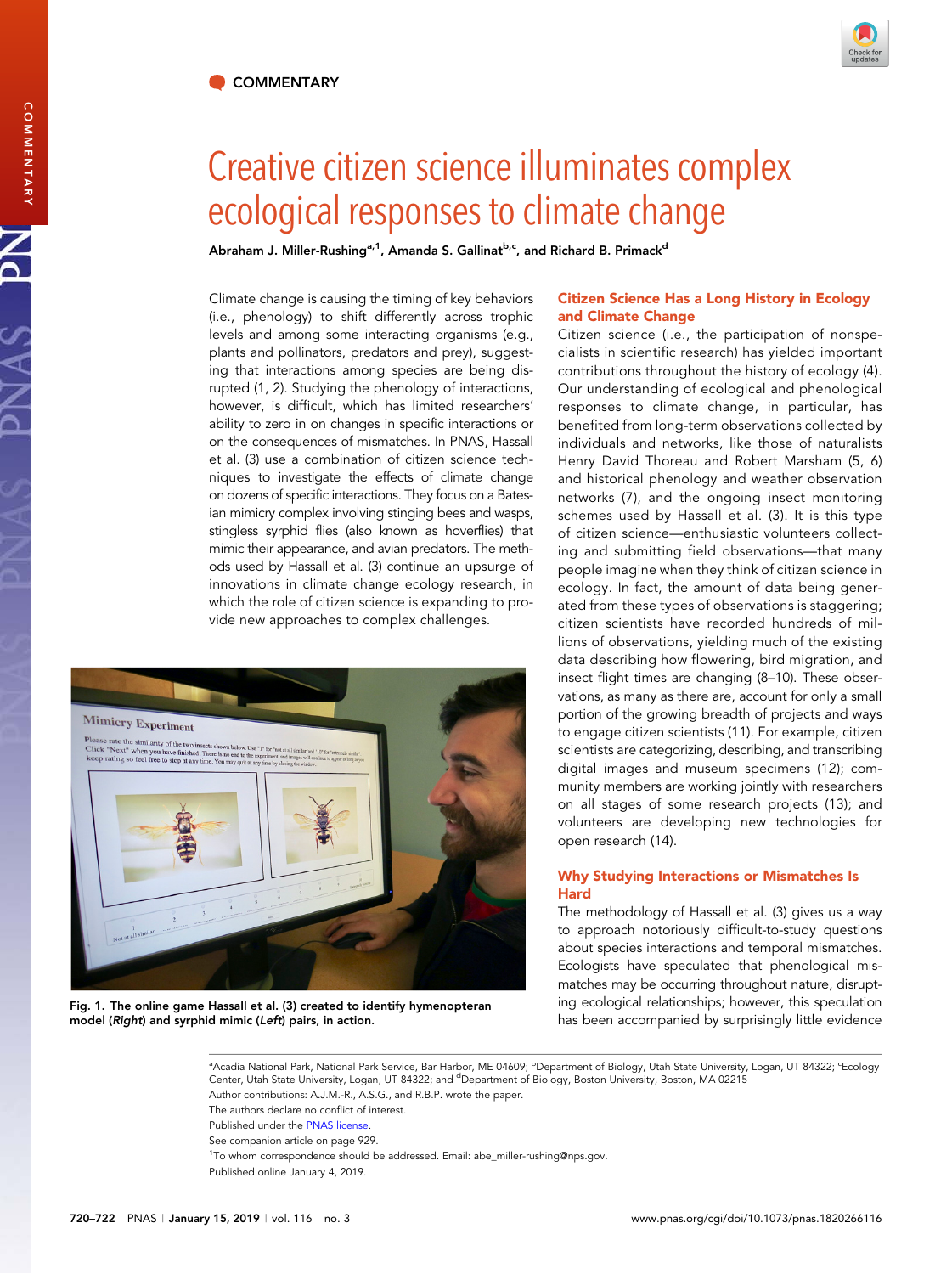COMMENTARY

# Creative citizen science illuminates complex ecological responses to climate change

Abraham J. Miller-Rushing[a,1], Amanda S. Gallinat[b,c], and Richard B. Primack[d]

Climate change is causing the timing of key behaviors (i.e., phenology) to shift differently across trophic levels and among some interacting organisms (e.g., plants and pollinators, predators and prey), suggesting that interactions among species are being disrupted (1, 2). Studying the phenology of interactions, however, is difficult, which has limited researchers' ability to zero in on changes in specific interactions or on the consequences of mismatches. In PNAS, Hassall et al. (3) use a combination of citizen science techniques to investigate the effects of climate change on dozens of specific interactions. They focus on a Batesian mimicry complex involving stinging bees and wasps, stingless syrphid flies (also known as hoverflies) that mimic their appearance, and avian predators. The methods used by Hassall et al. (3) continue an upsurge of innovations in climate change ecology research, in which the role of citizen science is expanding to provide new approaches to complex challenges.

Fig. 1. The online game Hassall et al. (3) created to identify hymenopteran model (*Right*) and syrphid mimic (*Left*) pairs, in action.

## Citizen Science Has a Long History in Ecology and Climate Change

Citizen science (i.e., the participation of nonspecialists in scientific research) has yielded important contributions throughout the history of ecology (4). Our understanding of ecological and phenological responses to climate change, in particular, has benefited from long-term observations collected by individuals and networks, like those of naturalists Henry David Thoreau and Robert Marsham (5, 6) and historical phenology and weather observation networks (7), and the ongoing insect monitoring schemes used by Hassall et al. (3). It is this type of citizen science—enthusiastic volunteers collecting and submitting field observations—that many people imagine when they think of citizen science in ecology. In fact, the amount of data being generated from these types of observations is staggering; citizen scientists have recorded hundreds of millions of observations, yielding much of the existing data describing how flowering, bird migration, and insect flight times are changing (8–10). These observations, as many as there are, account for only a small portion of the growing breadth of projects and ways to engage citizen scientists (11). For example, citizen scientists are categorizing, describing, and transcribing digital images and museum specimens (12); community members are working jointly with researchers on all stages of some research projects (13); and volunteers are developing new technologies for open research (14).

## Why Studying Interactions or Mismatches Is Hard

The methodology of Hassall et al. (3) gives us a way to approach notoriously difficult-to-study questions about species interactions and temporal mismatches. Ecologists have speculated that phenological mismatches may be occurring throughout nature, disrupting ecological relationships; however, this speculation has been accompanied by surprisingly little evidence

[a]Acadia National Park, National Park Service, Bar Harbor, ME 04609; [b]Department of Biology, Utah State University, Logan, UT 84322; [c]Ecology Center, Utah State University, Logan, UT 84322; and [d]Department of Biology, Boston University, Boston, MA 02215

Author contributions: A.J.M.-R., A.S.G., and R.B.P. wrote the paper.

The authors declare no conflict of interest.

Published under the PNAS license.

See companion article on page 929.

[1]To whom correspondence should be addressed. Email: abe_miller-rushing@nps.gov.

Published online January 4, 2019.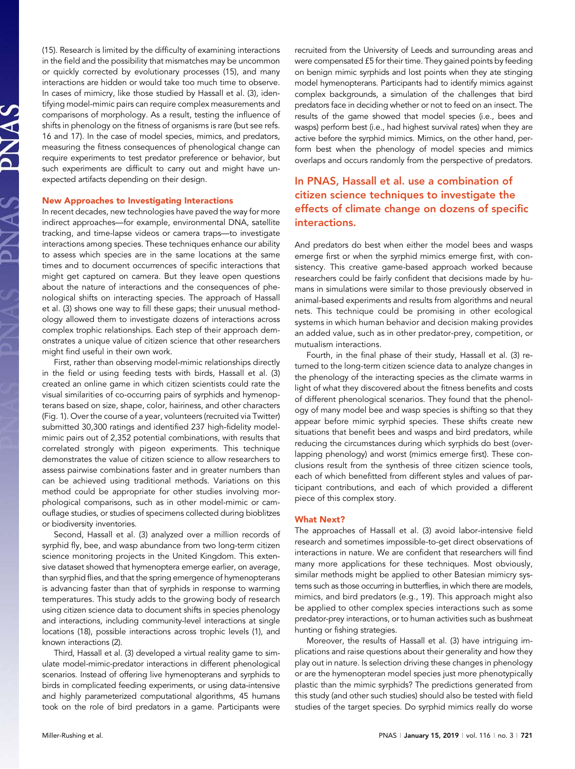(15). Research is limited by the difficulty of examining interactions in the field and the possibility that mismatches may be uncommon or quickly corrected by evolutionary processes (15), and many interactions are hidden or would take too much time to observe. In cases of mimicry, like those studied by Hassall et al. (3), identifying model-mimic pairs can require complex measurements and comparisons of morphology. As a result, testing the influence of shifts in phenology on the fitness of organisms is rare (but see refs. 16 and 17). In the case of model species, mimics, and predators, measuring the fitness consequences of phenological change can require experiments to test predator preference or behavior, but such experiments are difficult to carry out and might have unexpected artifacts depending on their design.

## New Approaches to Investigating Interactions

In recent decades, new technologies have paved the way for more indirect approaches—for example, environmental DNA, satellite tracking, and time-lapse videos or camera traps—to investigate interactions among species. These techniques enhance our ability to assess which species are in the same locations at the same times and to document occurrences of specific interactions that might get captured on camera. But they leave open questions about the nature of interactions and the consequences of phenological shifts on interacting species. The approach of Hassall et al. (3) shows one way to fill these gaps; their unusual methodology allowed them to investigate dozens of interactions across complex trophic relationships. Each step of their approach demonstrates a unique value of citizen science that other researchers might find useful in their own work.

First, rather than observing model-mimic relationships directly in the field or using feeding tests with birds, Hassall et al. (3) created an online game in which citizen scientists could rate the visual similarities of co-occurring pairs of syrphids and hymenopterans based on size, shape, color, hairiness, and other characters (Fig. 1). Over the course of a year, volunteers (recruited via Twitter) submitted 30,300 ratings and identified 237 high-fidelity model-mimic pairs out of 2,352 potential combinations, with results that correlated strongly with pigeon experiments. This technique demonstrates the value of citizen science to allow researchers to assess pairwise combinations faster and in greater numbers than can be achieved using traditional methods. Variations on this method could be appropriate for other studies involving morphological comparisons, such as in other model-mimic or camouflage studies, or studies of specimens collected during bioblitzes or biodiversity inventories.

Second, Hassall et al. (3) analyzed over a million records of syrphid fly, bee, and wasp abundance from two long-term citizen science monitoring projects in the United Kingdom. This extensive dataset showed that hymenoptera emerge earlier, on average, than syrphid flies, and that the spring emergence of hymenopterans is advancing faster than that of syrphids in response to warming temperatures. This study adds to the growing body of research using citizen science data to document shifts in species phenology and interactions, including community-level interactions at single locations (18), possible interactions across trophic levels (1), and known interactions (2).

Third, Hassall et al. (3) developed a virtual reality game to simulate model-mimic-predator interactions in different phenological scenarios. Instead of offering live hymenopterans and syrphids to birds in complicated feeding experiments, or using data-intensive and highly parameterized computational algorithms, 45 humans took on the role of bird predators in a game. Participants were recruited from the University of Leeds and surrounding areas and were compensated £5 for their time. They gained points by feeding on benign mimic syrphids and lost points when they ate stinging model hymenopterans. Participants had to identify mimics against complex backgrounds, a simulation of the challenges that bird predators face in deciding whether or not to feed on an insect. The results of the game showed that model species (i.e., bees and wasps) perform best (i.e., had highest survival rates) when they are active before the syrphid mimics. Mimics, on the other hand, perform best when the phenology of model species and mimics overlaps and occurs randomly from the perspective of predators.

**In PNAS, Hassall et al. use a combination of citizen science techniques to investigate the effects of climate change on dozens of specific interactions.**

And predators do best when either the model bees and wasps emerge first or when the syrphid mimics emerge first, with consistency. This creative game-based approach worked because researchers could be fairly confident that decisions made by humans in simulations were similar to those previously observed in animal-based experiments and results from algorithms and neural nets. This technique could be promising in other ecological systems in which human behavior and decision making provides an added value, such as in other predator-prey, competition, or mutualism interactions.

Fourth, in the final phase of their study, Hassall et al. (3) returned to the long-term citizen science data to analyze changes in the phenology of the interacting species as the climate warms in light of what they discovered about the fitness benefits and costs of different phenological scenarios. They found that the phenology of many model bee and wasp species is shifting so that they appear before mimic syrphid species. These shifts create new situations that benefit bees and wasps and bird predators, while reducing the circumstances during which syrphids do best (overlapping phenology) and worst (mimics emerge first). These conclusions result from the synthesis of three citizen science tools, each of which benefitted from different styles and values of participant contributions, and each of which provided a different piece of this complex story.

## What Next?

The approaches of Hassall et al. (3) avoid labor-intensive field research and sometimes impossible-to-get direct observations of interactions in nature. We are confident that researchers will find many more applications for these techniques. Most obviously, similar methods might be applied to other Batesian mimicry systems such as those occurring in butterflies, in which there are models, mimics, and bird predators (e.g., 19). This approach might also be applied to other complex species interactions such as some predator-prey interactions, or to human activities such as bushmeat hunting or fishing strategies.

Moreover, the results of Hassall et al. (3) have intriguing implications and raise questions about their generality and how they play out in nature. Is selection driving these changes in phenology or are the hymenopteran model species just more phenotypically plastic than the mimic syrphids? The predictions generated from this study (and other such studies) should also be tested with field studies of the target species. Do syrphid mimics really do worse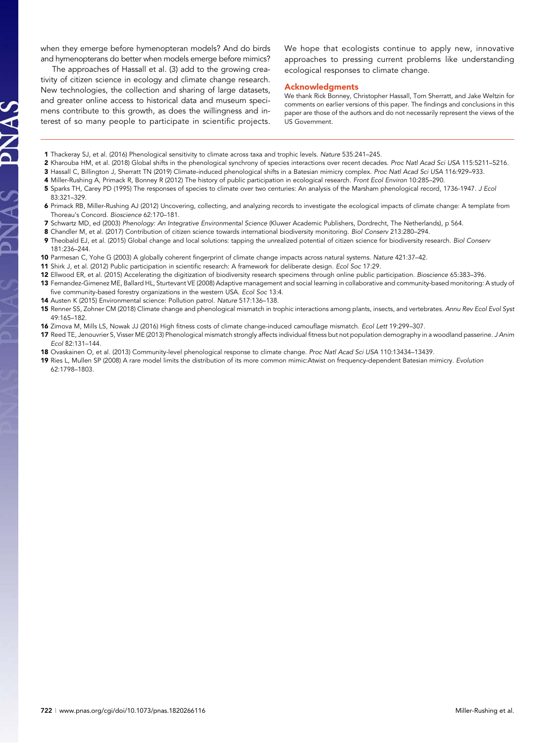when they emerge before hymenopteran models? And do birds and hymenopterans do better when models emerge before mimics?

The approaches of Hassall et al. (3) add to the growing creativity of citizen science in ecology and climate change research. New technologies, the collection and sharing of large datasets, and greater online access to historical data and museum specimens contribute to this growth, as does the willingness and interest of so many people to participate in scientific projects. We hope that ecologists continue to apply new, innovative approaches to pressing current problems like understanding ecological responses to climate change.

## Acknowledgments

We thank Rick Bonney, Christopher Hassall, Tom Sherratt, and Jake Weltzin for comments on earlier versions of this paper. The findings and conclusions in this paper are those of the authors and do not necessarily represent the views of the US Government.

1. Thackeray SJ, et al. (2016) Phenological sensitivity to climate across taxa and trophic levels. *Nature* 535:241–245.
2. Kharouba HM, et al. (2018) Global shifts in the phenological synchrony of species interactions over recent decades. *Proc Natl Acad Sci USA* 115:5211–5216.
3. Hassall C, Billington J, Sherratt TN (2019) Climate-induced phenological shifts in a Batesian mimicry complex. *Proc Natl Acad Sci USA* 116:929–933.
4. Miller-Rushing A, Primack R, Bonney R (2012) The history of public participation in ecological research. *Front Ecol Environ* 10:285–290.
5. Sparks TH, Carey PD (1995) The responses of species to climate over two centuries: An analysis of the Marsham phenological record, 1736-1947. *J Ecol* 83:321–329.
6. Primack RB, Miller-Rushing AJ (2012) Uncovering, collecting, and analyzing records to investigate the ecological impacts of climate change: A template from Thoreau's Concord. *Bioscience* 62:170–181.
7. Schwartz MD, ed (2003) *Phenology: An Integrative Environmental Science* (Kluwer Academic Publishers, Dordrecht, The Netherlands), p 564.
8. Chandler M, et al. (2017) Contribution of citizen science towards international biodiversity monitoring. *Biol Conserv* 213:280–294.
9. Theobald EJ, et al. (2015) Global change and local solutions: tapping the unrealized potential of citizen science for biodiversity research. *Biol Conserv* 181:236–244.
10. Parmesan C, Yohe G (2003) A globally coherent fingerprint of climate change impacts across natural systems. *Nature* 421:37–42.
11. Shirk J, et al. (2012) Public participation in scientific research: A framework for deliberate design. *Ecol Soc* 17:29.
12. Ellwood ER, et al. (2015) Accelerating the digitization of biodiversity research specimens through online public participation. *Bioscience* 65:383–396.
13. Fernandez-Gimenez ME, Ballard HL, Sturtevant VE (2008) Adaptive management and social learning in collaborative and community-based monitoring: A study of five community-based forestry organizations in the western USA. *Ecol Soc* 13:4.
14. Austen K (2015) Environmental science: Pollution patrol. *Nature* 517:136–138.
15. Renner SS, Zohner CM (2018) Climate change and phenological mismatch in trophic interactions among plants, insects, and vertebrates. *Annu Rev Ecol Evol Syst* 49:165–182.
16. Zimova M, Mills LS, Nowak JJ (2016) High fitness costs of climate change-induced camouflage mismatch. *Ecol Lett* 19:299–307.
17. Reed TE, Jenouvrier S, Visser ME (2013) Phenological mismatch strongly affects individual fitness but not population demography in a woodland passerine. *J Anim Ecol* 82:131–144.
18. Ovaskainen O, et al. (2013) Community-level phenological response to climate change. *Proc Natl Acad Sci USA* 110:13434–13439.
19. Ries L, Mullen SP (2008) A rare model limits the distribution of its more common mimic:Atwist on frequency-dependent Batesian mimicry. *Evolution* 62:1798–1803.